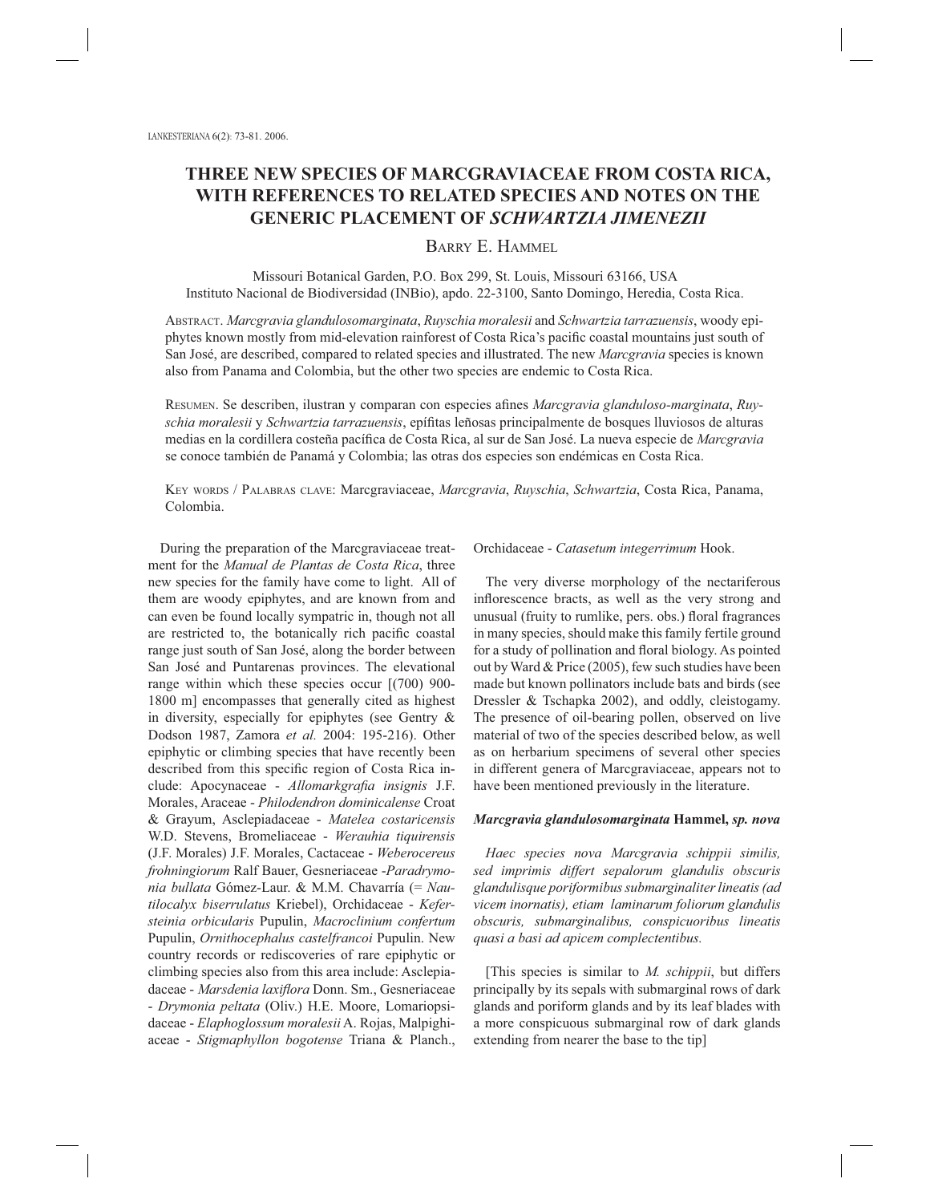# THREE NEW SPECIES OF MARCGRAVIACEAE FROM COSTA RICA, WITH REFERENCES TO RELATED SPECIES AND NOTES ON THE GENERIC PLACEMENT OF *SCHWARTZIA JIMENEZII*

Barry E. Hammel

Missouri Botanical Garden, P.O. Box 299, St. Louis, Missouri 63166, USA
Instituto Nacional de Biodiversidad (INBio), apdo. 22-3100, Santo Domingo, Heredia, Costa Rica.

Abstract. *Marcgravia glandulosomarginata*, *Ruyschia moralesii* and *Schwartzia tarrazuensis*, woody epiphytes known mostly from mid-elevation rainforest of Costa Rica's pacific coastal mountains just south of San José, are described, compared to related species and illustrated. The new *Marcgravia* species is known also from Panama and Colombia, but the other two species are endemic to Costa Rica.

Resumen. Se describen, ilustran y comparan con especies afines *Marcgravia glanduloso-marginata*, *Ruyschia moralesii* y *Schwartzia tarrazuensis*, epífitas leñosas principalmente de bosques lluviosos de alturas medias en la cordillera costeña pacífica de Costa Rica, al sur de San José. La nueva especie de *Marcgravia* se conoce también de Panamá y Colombia; las otras dos especies son endémicas en Costa Rica.

Key words / Palabras clave: Marcgraviaceae, *Marcgravia*, *Ruyschia*, *Schwartzia*, Costa Rica, Panama, Colombia.

During the preparation of the Marcgraviaceae treatment for the *Manual de Plantas de Costa Rica*, three new species for the family have come to light. All of them are woody epiphytes, and are known from and can even be found locally sympatric in, though not all are restricted to, the botanically rich pacific coastal range just south of San José, along the border between San José and Puntarenas provinces. The elevational range within which these species occur [(700) 900-1800 m] encompasses that generally cited as highest in diversity, especially for epiphytes (see Gentry & Dodson 1987, Zamora *et al.* 2004: 195-216). Other epiphytic or climbing species that have recently been described from this specific region of Costa Rica include: Apocynaceae - *Allomarkgrafia insignis* J.F. Morales, Araceae - *Philodendron dominicalense* Croat & Grayum, Asclepiadaceae - *Matelea costaricensis* W.D. Stevens, Bromeliaceae - *Werauhia tiquirensis* (J.F. Morales) J.F. Morales, Cactaceae - *Weberocereus frohningiorum* Ralf Bauer, Gesneriaceae -*Paradrymonia bullata* Gómez-Laur. & M.M. Chavarría (= *Nautilocalyx biserrulatus* Kriebel), Orchidaceae - *Kefersteinia orbicularis* Pupulin, *Macroclinium confertum* Pupulin, *Ornithocephalus castelfrancoi* Pupulin. New country records or rediscoveries of rare epiphytic or climbing species also from this area include: Asclepiadaceae - *Marsdenia laxiflora* Donn. Sm., Gesneriaceae - *Drymonia peltata* (Oliv.) H.E. Moore, Lomariopsidaceae - *Elaphoglossum moralesii* A. Rojas, Malpighiaceae - *Stigmaphyllon bogotense* Triana & Planch., Orchidaceae - *Catasetum integerrimum* Hook.

The very diverse morphology of the nectariferous inflorescence bracts, as well as the very strong and unusual (fruity to rumlike, pers. obs.) floral fragrances in many species, should make this family fertile ground for a study of pollination and floral biology. As pointed out by Ward & Price (2005), few such studies have been made but known pollinators include bats and birds (see Dressler & Tschapka 2002), and oddly, cleistogamy. The presence of oil-bearing pollen, observed on live material of two of the species described below, as well as on herbarium specimens of several other species in different genera of Marcgraviaceae, appears not to have been mentioned previously in the literature.

### *Marcgravia glandulosomarginata* Hammel, *sp. nova*

*Haec species nova Marcgravia schippii similis, sed imprimis differt sepalorum glandulis obscuris glandulisque poriformibus submarginaliter lineatis (ad vicem inornatis), etiam laminarum foliorum glandulis obscuris, submarginalibus, conspicuoribus lineatis quasi a basi ad apicem complectentibus.*

[This species is similar to *M. schippii*, but differs principally by its sepals with submarginal rows of dark glands and poriform glands and by its leaf blades with a more conspicuous submarginal row of dark glands extending from nearer the base to the tip]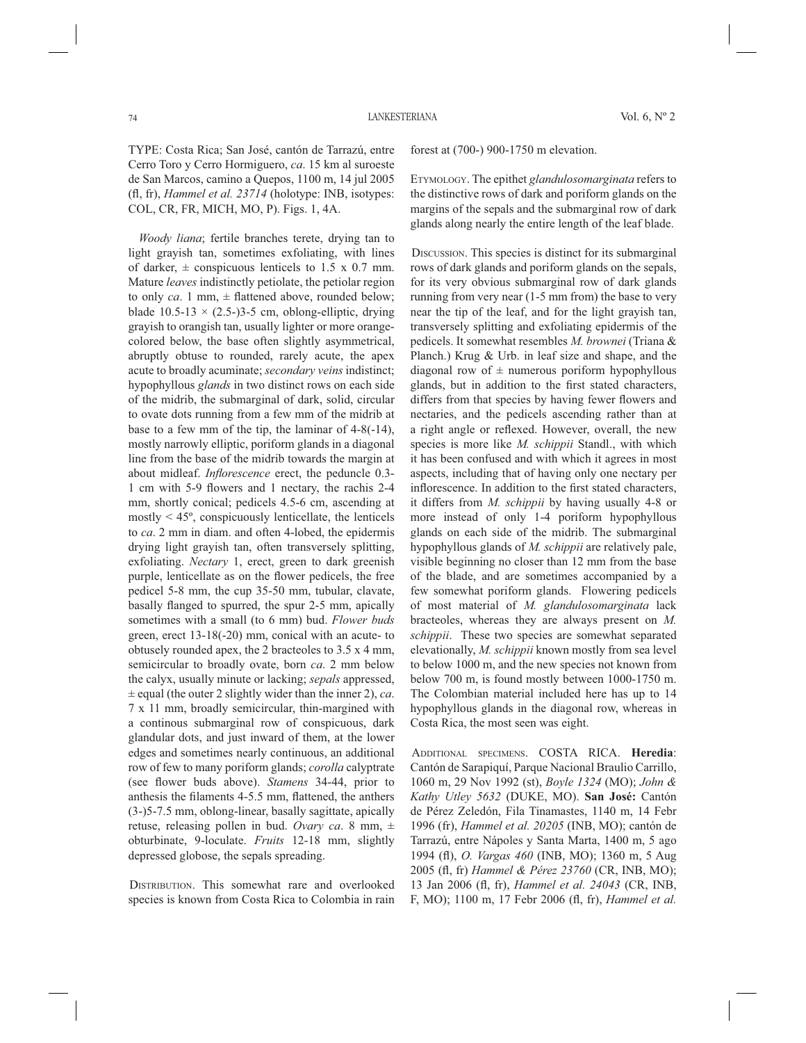TYPE: Costa Rica; San José, cantón de Tarrazú, entre Cerro Toro y Cerro Hormiguero, *ca*. 15 km al suroeste de San Marcos, camino a Quepos, 1100 m, 14 jul 2005 (fl, fr), *Hammel et al. 23714* (holotype: INB, isotypes: COL, CR, FR, MICH, MO, P). Figs. 1, 4A.

*Woody liana*; fertile branches terete, drying tan to light grayish tan, sometimes exfoliating, with lines of darker, ± conspicuous lenticels to 1.5 x 0.7 mm. Mature *leaves* indistinctly petiolate, the petiolar region to only *ca*. 1 mm, ± flattened above, rounded below; blade 10.5-13 × (2.5-)3-5 cm, oblong-elliptic, drying grayish to orangish tan, usually lighter or more orange-colored below, the base often slightly asymmetrical, abruptly obtuse to rounded, rarely acute, the apex acute to broadly acuminate; *secondary veins* indistinct; hypophyllous *glands* in two distinct rows on each side of the midrib, the submarginal of dark, solid, circular to ovate dots running from a few mm of the midrib at base to a few mm of the tip, the laminar of 4-8(-14), mostly narrowly elliptic, poriform glands in a diagonal line from the base of the midrib towards the margin at about midleaf. *Inflorescence* erect, the peduncle 0.3-1 cm with 5-9 flowers and 1 nectary, the rachis 2-4 mm, shortly conical; pedicels 4.5-6 cm, ascending at mostly < 45º, conspicuously lenticellate, the lenticels to *ca*. 2 mm in diam. and often 4-lobed, the epidermis drying light grayish tan, often transversely splitting, exfoliating. *Nectary* 1, erect, green to dark greenish purple, lenticellate as on the flower pedicels, the free pedicel 5-8 mm, the cup 35-50 mm, tubular, clavate, basally flanged to spurred, the spur 2-5 mm, apically sometimes with a small (to 6 mm) bud. *Flower buds* green, erect 13-18(-20) mm, conical with an acute- to obtusely rounded apex, the 2 bracteoles to 3.5 x 4 mm, semicircular to broadly ovate, born *ca*. 2 mm below the calyx, usually minute or lacking; *sepals* appressed, ± equal (the outer 2 slightly wider than the inner 2), *ca*. 7 x 11 mm, broadly semicircular, thin-margined with a continous submarginal row of conspicuous, dark glandular dots, and just inward of them, at the lower edges and sometimes nearly continuous, an additional row of few to many poriform glands; *corolla* calyptrate (see flower buds above). *Stamens* 34-44, prior to anthesis the filaments 4-5.5 mm, flattened, the anthers (3-)5-7.5 mm, oblong-linear, basally sagittate, apically retuse, releasing pollen in bud. *Ovary ca*. 8 mm, ± obturbinate, 9-loculate. *Fruits* 12-18 mm, slightly depressed globose, the sepals spreading.

DISTRIBUTION. This somewhat rare and overlooked species is known from Costa Rica to Colombia in rain forest at (700-) 900-1750 m elevation.

ETYMOLOGY. The epithet *glandulosomarginata* refers to the distinctive rows of dark and poriform glands on the margins of the sepals and the submarginal row of dark glands along nearly the entire length of the leaf blade.

DISCUSSION. This species is distinct for its submarginal rows of dark glands and poriform glands on the sepals, for its very obvious submarginal row of dark glands running from very near (1-5 mm from) the base to very near the tip of the leaf, and for the light grayish tan, transversely splitting and exfoliating epidermis of the pedicels. It somewhat resembles *M. brownei* (Triana & Planch.) Krug & Urb. in leaf size and shape, and the diagonal row of ± numerous poriform hypophyllous glands, but in addition to the first stated characters, differs from that species by having fewer flowers and nectaries, and the pedicels ascending rather than at a right angle or reflexed. However, overall, the new species is more like *M. schippii* Standl., with which it has been confused and with which it agrees in most aspects, including that of having only one nectary per inflorescence. In addition to the first stated characters, it differs from *M. schippii* by having usually 4-8 or more instead of only 1-4 poriform hypophyllous glands on each side of the midrib. The submarginal hypophyllous glands of *M. schippii* are relatively pale, visible beginning no closer than 12 mm from the base of the blade, and are sometimes accompanied by a few somewhat poriform glands. Flowering pedicels of most material of *M. glandulosomarginata* lack bracteoles, whereas they are always present on *M. schippii*. These two species are somewhat separated elevationally, *M. schippii* known mostly from sea level to below 1000 m, and the new species not known from below 700 m, is found mostly between 1000-1750 m. The Colombian material included here has up to 14 hypophyllous glands in the diagonal row, whereas in Costa Rica, the most seen was eight.

ADDITIONAL SPECIMENS. COSTA RICA. **Heredia**: Cantón de Sarapiquí, Parque Nacional Braulio Carrillo, 1060 m, 29 Nov 1992 (st), *Boyle 1324* (MO); *John & Kathy Utley 5632* (DUKE, MO). **San José:** Cantón de Pérez Zeledón, Fila Tinamastes, 1140 m, 14 Febr 1996 (fr), *Hammel et al. 20205* (INB, MO); cantón de Tarrazú, entre Nápoles y Santa Marta, 1400 m, 5 ago 1994 (fl), *O. Vargas 460* (INB, MO); 1360 m, 5 Aug 2005 (fl, fr) *Hammel & Pérez 23760* (CR, INB, MO); 13 Jan 2006 (fl, fr), *Hammel et al. 24043* (CR, INB, F, MO); 1100 m, 17 Febr 2006 (fl, fr), *Hammel et al.*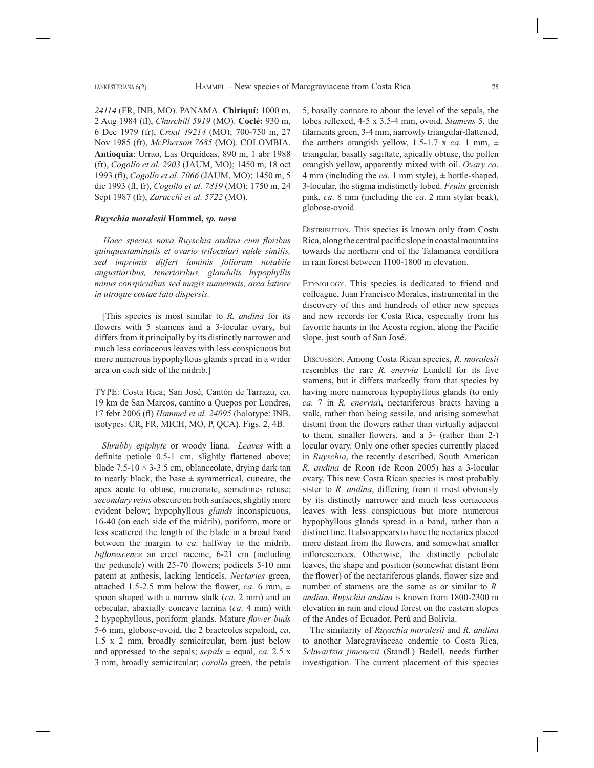*24114* (FR, INB, MO). PANAMA. **Chiriquí:** 1000 m, 2 Aug 1984 (fl), *Churchill 5919* (MO). **Coclé:** 930 m, 6 Dec 1979 (fr), *Croat 49214* (MO); 700-750 m, 27 Nov 1985 (fr), *McPherson 7685* (MO). COLOMBIA. **Antioquia**: Urrao, Las Orquídeas, 890 m, 1 abr 1988 (fr), *Cogollo et al. 2903* (JAUM, MO); 1450 m, 18 oct 1993 (fl), *Cogollo et al. 7066* (JAUM, MO); 1450 m, 5 dic 1993 (fl, fr), *Cogollo et al. 7819* (MO); 1750 m, 24 Sept 1987 (fr), *Zarucchi et al. 5722* (MO).

***Ruyschia moralesii*** **Hammel, *sp. nova***

*Haec species nova Ruyschia andina cum floribus quinquestaminatis et ovario triloculari valde similis, sed imprimis differt laminis foliorum notabile angustioribus, tenerioribus, glandulis hypophyllis minus conspicuibus sed magis numerosis, area latiore in utroque costae lato dispersis.*

[This species is most similar to *R. andina* for its flowers with 5 stamens and a 3-locular ovary, but differs from it principally by its distinctly narrower and much less coriaceous leaves with less conspicuous but more numerous hypophyllous glands spread in a wider area on each side of the midrib.]

TYPE: Costa Rica; San José, Cantón de Tarrazú, *ca.* 19 km de San Marcos, camino a Quepos por Londres, 17 febr 2006 (fl) *Hammel et al. 24095* (holotype: INB, isotypes: CR, FR, MICH, MO, P, QCA). Figs. 2, 4B.

*Shrubby epiphyte* or woody liana. *Leaves* with a definite petiole 0.5-1 cm, slightly flattened above; blade 7.5-10 × 3-3.5 cm, oblanceolate, drying dark tan to nearly black, the base ± symmetrical, cuneate, the apex acute to obtuse, mucronate, sometimes retuse; *secondary veins* obscure on both surfaces, slightly more evident below; hypophyllous *glands* inconspicuous, 16-40 (on each side of the midrib), poriform, more or less scattered the length of the blade in a broad band between the margin to *ca*. halfway to the midrib. *Inflorescence* an erect raceme, 6-21 cm (including the peduncle) with 25-70 flowers; pedicels 5-10 mm patent at anthesis, lacking lenticels. *Nectaries* green, attached 1.5-2.5 mm below the flower, *ca*. 6 mm, ± spoon shaped with a narrow stalk (*ca*. 2 mm) and an orbicular, abaxially concave lamina (*ca*. 4 mm) with 2 hypophyllous, poriform glands. Mature *flower buds* 5-6 mm, globose-ovoid, the 2 bracteoles sepaloid, *ca*. 1.5 x 2 mm, broadly semicircular, born just below and appressed to the sepals; *sepals* ± equal, *ca*. 2.5 x 3 mm, broadly semicircular; *corolla* green, the petals 5, basally connate to about the level of the sepals, the lobes reflexed, 4-5 x 3.5-4 mm, ovoid. *Stamens* 5, the filaments green, 3-4 mm, narrowly triangular-flattened, the anthers orangish yellow, 1.5-1.7 x *ca*. 1 mm, ± triangular, basally sagittate, apically obtuse, the pollen orangish yellow, apparently mixed with oil. *Ovary ca*. 4 mm (including the *ca*. 1 mm style), ± bottle-shaped, 3-locular, the stigma indistinctly lobed. *Fruits* greenish pink, *ca*. 8 mm (including the *ca*. 2 mm stylar beak), globose-ovoid.

Distribution. This species is known only from Costa Rica, along the central pacific slope in coastal mountains towards the northern end of the Talamanca cordillera in rain forest between 1100-1800 m elevation.

Etymology. This species is dedicated to friend and colleague, Juan Francisco Morales, instrumental in the discovery of this and hundreds of other new species and new records for Costa Rica, especially from his favorite haunts in the Acosta region, along the Pacific slope, just south of San José.

Discussion. Among Costa Rican species, *R. moralesii* resembles the rare *R. enervia* Lundell for its five stamens, but it differs markedly from that species by having more numerous hypophyllous glands (to only *ca*. 7 in *R. enervia*), nectariferous bracts having a stalk, rather than being sessile, and arising somewhat distant from the flowers rather than virtually adjacent to them, smaller flowers, and a 3- (rather than 2-) locular ovary. Only one other species currently placed in *Ruyschia*, the recently described, South American *R. andina* de Roon (de Roon 2005) has a 3-locular ovary. This new Costa Rican species is most probably sister to *R. andina*, differing from it most obviously by its distinctly narrower and much less coriaceous leaves with less conspicuous but more numerous hypophyllous glands spread in a band, rather than a distinct line. It also appears to have the nectaries placed more distant from the flowers, and somewhat smaller inflorescences. Otherwise, the distinctly petiolate leaves, the shape and position (somewhat distant from the flower) of the nectariferous glands, flower size and number of stamens are the same as or similar to *R. andina*. *Ruyschia andina* is known from 1800-2300 m elevation in rain and cloud forest on the eastern slopes of the Andes of Ecuador, Perú and Bolivia.

The similarity of *Ruyschia moralesii* and *R. andina* to another Marcgraviaceae endemic to Costa Rica, *Schwartzia jimenezii* (Standl.) Bedell, needs further investigation. The current placement of this species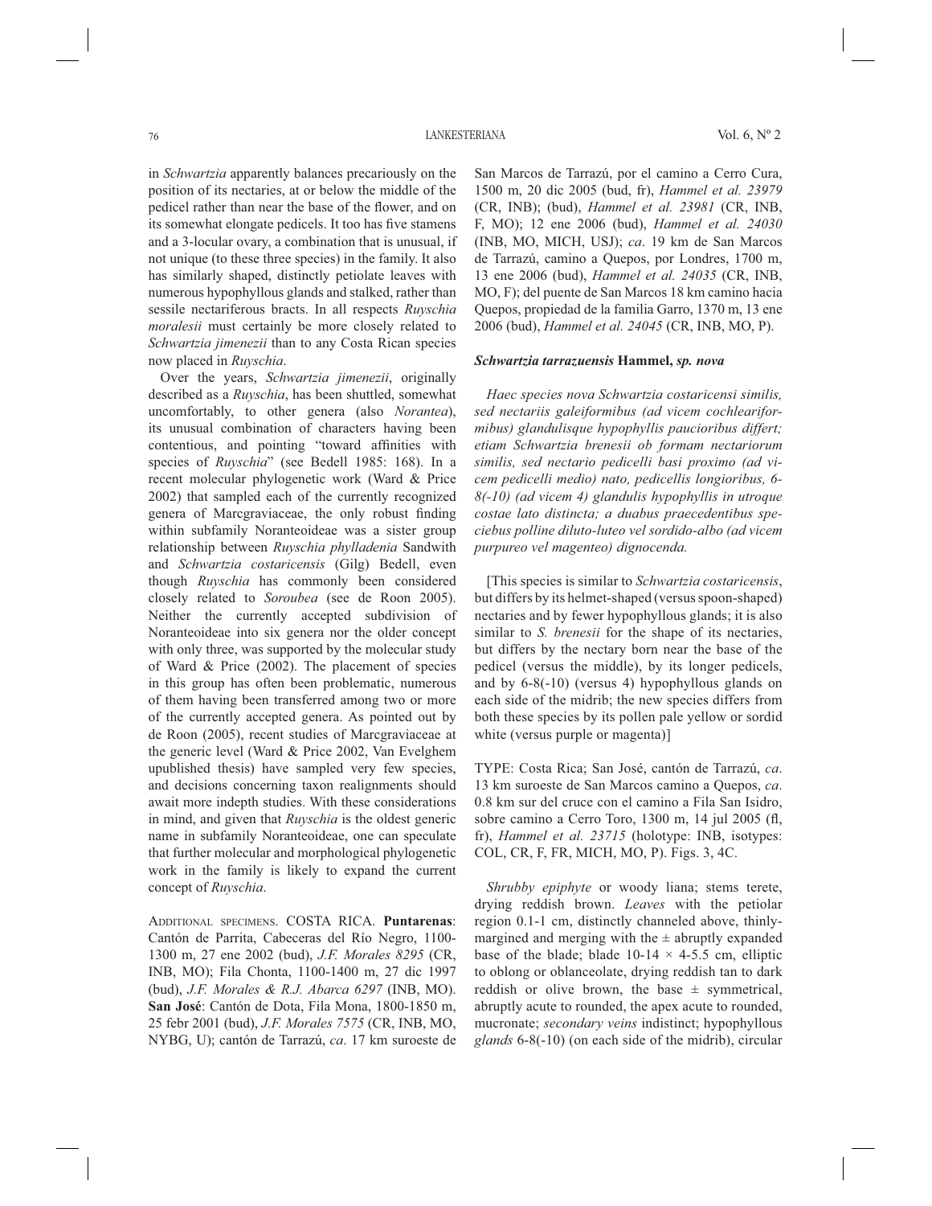in *Schwartzia* apparently balances precariously on the position of its nectaries, at or below the middle of the pedicel rather than near the base of the flower, and on its somewhat elongate pedicels. It too has five stamens and a 3-locular ovary, a combination that is unusual, if not unique (to these three species) in the family. It also has similarly shaped, distinctly petiolate leaves with numerous hypophyllous glands and stalked, rather than sessile nectariferous bracts. In all respects *Ruyschia moralesii* must certainly be more closely related to *Schwartzia jimenezii* than to any Costa Rican species now placed in *Ruyschia*.

Over the years, *Schwartzia jimenezii*, originally described as a *Ruyschia*, has been shuttled, somewhat uncomfortably, to other genera (also *Norantea*), its unusual combination of characters having been contentious, and pointing "toward affinities with species of *Ruyschia*" (see Bedell 1985: 168). In a recent molecular phylogenetic work (Ward & Price 2002) that sampled each of the currently recognized genera of Marcgraviaceae, the only robust finding within subfamily Noranteoideae was a sister group relationship between *Ruyschia phylladenia* Sandwith and *Schwartzia costaricensis* (Gilg) Bedell, even though *Ruyschia* has commonly been considered closely related to *Souroubea* (see de Roon 2005). Neither the currently accepted subdivision of Noranteoideae into six genera nor the older concept with only three, was supported by the molecular study of Ward & Price (2002). The placement of species in this group has often been problematic, numerous of them having been transferred among two or more of the currently accepted genera. As pointed out by de Roon (2005), recent studies of Marcgraviaceae at the generic level (Ward & Price 2002, Van Evelghem upublished thesis) have sampled very few species, and decisions concerning taxon realignments should await more indepth studies. With these considerations in mind, and given that *Ruyschia* is the oldest generic name in subfamily Noranteoideae, one can speculate that further molecular and morphological phylogenetic work in the family is likely to expand the current concept of *Ruyschia*.

Additional specimens. COSTA RICA. **Puntarenas**: Cantón de Parrita, Cabeceras del Río Negro, 1100-1300 m, 27 ene 2002 (bud), *J.F. Morales 8295* (CR, INB, MO); Fila Chonta, 1100-1400 m, 27 dic 1997 (bud), *J.F. Morales & R.J. Abarca 6297* (INB, MO). **San José**: Cantón de Dota, Fila Mona, 1800-1850 m, 25 febr 2001 (bud), *J.F. Morales 7575* (CR, INB, MO, NYBG, U); cantón de Tarrazú, *ca*. 17 km suroeste de San Marcos de Tarrazú, por el camino a Cerro Cura, 1500 m, 20 dic 2005 (bud, fr), *Hammel et al. 23979* (CR, INB); (bud), *Hammel et al. 23981* (CR, INB, F, MO); 12 ene 2006 (bud), *Hammel et al. 24030* (INB, MO, MICH, USJ); *ca*. 19 km de San Marcos de Tarrazú, camino a Quepos, por Londres, 1700 m, 13 ene 2006 (bud), *Hammel et al. 24035* (CR, INB, MO, F); del puente de San Marcos 18 km camino hacia Quepos, propiedad de la familia Garro, 1370 m, 13 ene 2006 (bud), *Hammel et al. 24045* (CR, INB, MO, P).

### *Schwartzia tarrazuensis* Hammel, *sp. nova*

*Haec species nova Schwartzia costaricensi similis, sed nectariis galeiformibus (ad vicem cochleariformibus) glandulisque hypophyllis paucioribus differt; etiam Schwartzia brenesii ob formam nectariorum similis, sed nectario pedicelli basi proximo (ad vicem pedicelli medio) nato, pedicellis longioribus, 6-8(-10) (ad vicem 4) glandulis hypophyllis in utroque costae lato distincta; a duabus praecedentibus speciebus polline diluto-luteo vel sordido-albo (ad vicem purpureo vel magenteo) dignocenda.*

[This species is similar to *Schwartzia costaricensis*, but differs by its helmet-shaped (versus spoon-shaped) nectaries and by fewer hypophyllous glands; it is also similar to *S. brenesii* for the shape of its nectaries, but differs by the nectary born near the base of the pedicel (versus the middle), by its longer pedicels, and by 6-8(-10) (versus 4) hypophyllous glands on each side of the midrib; the new species differs from both these species by its pollen pale yellow or sordid white (versus purple or magenta)]

TYPE: Costa Rica; San José, cantón de Tarrazú, *ca*. 13 km suroeste de San Marcos camino a Quepos, *ca*. 0.8 km sur del cruce con el camino a Fila San Isidro, sobre camino a Cerro Toro, 1300 m, 14 jul 2005 (fl, fr), *Hammel et al. 23715* (holotype: INB, isotypes: COL, CR, F, FR, MICH, MO, P). Figs. 3, 4C.

*Shrubby epiphyte* or woody liana; stems terete, drying reddish brown. *Leaves* with the petiolar region 0.1-1 cm, distinctly channeled above, thinly-margined and merging with the ± abruptly expanded base of the blade; blade 10-14 × 4-5.5 cm, elliptic to oblong or oblanceolate, drying reddish tan to dark reddish or olive brown, the base ± symmetrical, abruptly acute to rounded, the apex acute to rounded, mucronate; *secondary veins* indistinct; hypophyllous *glands* 6-8(-10) (on each side of the midrib), circular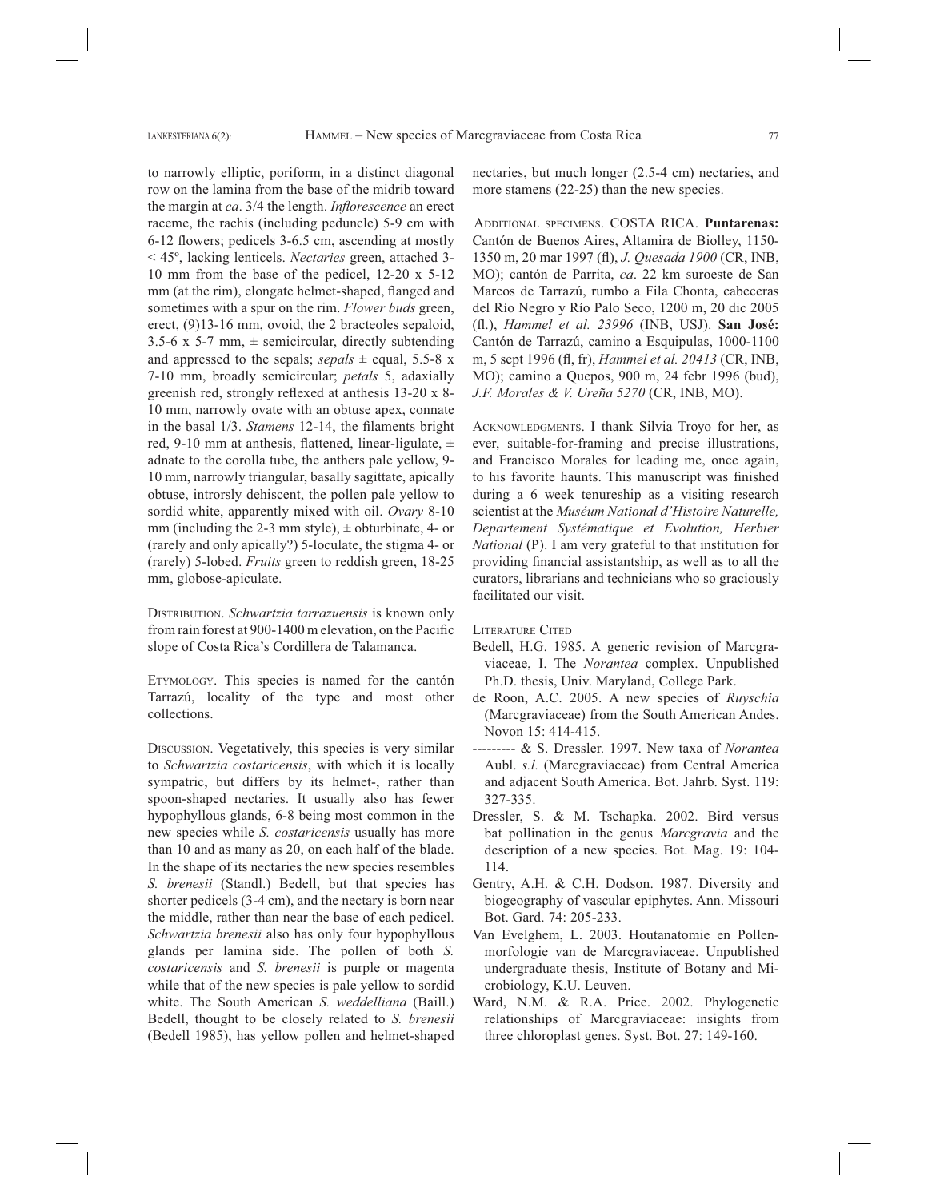to narrowly elliptic, poriform, in a distinct diagonal row on the lamina from the base of the midrib toward the margin at *ca*. 3/4 the length. *Inflorescence* an erect raceme, the rachis (including peduncle) 5-9 cm with 6-12 flowers; pedicels 3-6.5 cm, ascending at mostly < 45º, lacking lenticels. *Nectaries* green, attached 3-10 mm from the base of the pedicel, 12-20 x 5-12 mm (at the rim), elongate helmet-shaped, flanged and sometimes with a spur on the rim. *Flower buds* green, erect, (9)13-16 mm, ovoid, the 2 bracteoles sepaloid, 3.5-6 x 5-7 mm, ± semicircular, directly subtending and appressed to the sepals; *sepals* ± equal, 5.5-8 x 7-10 mm, broadly semicircular; *petals* 5, adaxially greenish red, strongly reflexed at anthesis 13-20 x 8-10 mm, narrowly ovate with an obtuse apex, connate in the basal 1/3. *Stamens* 12-14, the filaments bright red, 9-10 mm at anthesis, flattened, linear-ligulate, ± adnate to the corolla tube, the anthers pale yellow, 9-10 mm, narrowly triangular, basally sagittate, apically obtuse, introrsly dehiscent, the pollen pale yellow to sordid white, apparently mixed with oil. *Ovary* 8-10 mm (including the 2-3 mm style), ± obturbinate, 4- or (rarely and only apically?) 5-loculate, the stigma 4- or (rarely) 5-lobed. *Fruits* green to reddish green, 18-25 mm, globose-apiculate.

Distribution. *Schwartzia tarrazuensis* is known only from rain forest at 900-1400 m elevation, on the Pacific slope of Costa Rica's Cordillera de Talamanca.

Etymology. This species is named for the cantón Tarrazú, locality of the type and most other collections.

Discussion. Vegetatively, this species is very similar to *Schwartzia costaricensis*, with which it is locally sympatric, but differs by its helmet-, rather than spoon-shaped nectaries. It usually also has fewer hypophyllous glands, 6-8 being most common in the new species while *S. costaricensis* usually has more than 10 and as many as 20, on each half of the blade. In the shape of its nectaries the new species resembles *S. brenesii* (Standl.) Bedell, but that species has shorter pedicels (3-4 cm), and the nectary is born near the middle, rather than near the base of each pedicel. *Schwartzia brenesii* also has only four hypophyllous glands per lamina side. The pollen of both *S. costaricensis* and *S. brenesii* is purple or magenta while that of the new species is pale yellow to sordid white. The South American *S. weddelliana* (Baill.) Bedell, thought to be closely related to *S. brenesii* (Bedell 1985), has yellow pollen and helmet-shaped nectaries, but much longer (2.5-4 cm) nectaries, and more stamens (22-25) than the new species.

Additional specimens. COSTA RICA. **Puntarenas:** Cantón de Buenos Aires, Altamira de Biolley, 1150-1350 m, 20 mar 1997 (fl), *J. Quesada 1900* (CR, INB, MO); cantón de Parrita, *ca*. 22 km suroeste de San Marcos de Tarrazú, rumbo a Fila Chonta, cabeceras del Río Negro y Río Palo Seco, 1200 m, 20 dic 2005 (fl.), *Hammel et al. 23996* (INB, USJ). **San José:** Cantón de Tarrazú, camino a Esquipulas, 1000-1100 m, 5 sept 1996 (fl, fr), *Hammel et al. 20413* (CR, INB, MO); camino a Quepos, 900 m, 24 febr 1996 (bud), *J.F. Morales & V. Ureña 5270* (CR, INB, MO).

Acknowledgments. I thank Silvia Troyo for her, as ever, suitable-for-framing and precise illustrations, and Francisco Morales for leading me, once again, to his favorite haunts. This manuscript was finished during a 6 week tenureship as a visiting research scientist at the *Muséum National d'Histoire Naturelle, Departement Systématique et Evolution, Herbier National* (P). I am very grateful to that institution for providing financial assistantship, as well as to all the curators, librarians and technicians who so graciously facilitated our visit.

## Literature Cited

- Bedell, H.G. 1985. A generic revision of Marcgraviaceae, I. The *Norantea* complex. Unpublished Ph.D. thesis, Univ. Maryland, College Park.
- de Roon, A.C. 2005. A new species of *Ruyschia* (Marcgraviaceae) from the South American Andes. Novon 15: 414-415.
- --------- & S. Dressler. 1997. New taxa of *Norantea* Aubl. *s.l.* (Marcgraviaceae) from Central America and adjacent South America. Bot. Jahrb. Syst. 119: 327-335.
- Dressler, S. & M. Tschapka. 2002. Bird versus bat pollination in the genus *Marcgravia* and the description of a new species. Bot. Mag. 19: 104-114.
- Gentry, A.H. & C.H. Dodson. 1987. Diversity and biogeography of vascular epiphytes. Ann. Missouri Bot. Gard. 74: 205-233.
- Van Evelghem, L. 2003. Houtanatomie en Pollenmorfologie van de Marcgraviaceae. Unpublished undergraduate thesis, Institute of Botany and Microbiology, K.U. Leuven.
- Ward, N.M. & R.A. Price. 2002. Phylogenetic relationships of Marcgraviaceae: insights from three chloroplast genes. Syst. Bot. 27: 149-160.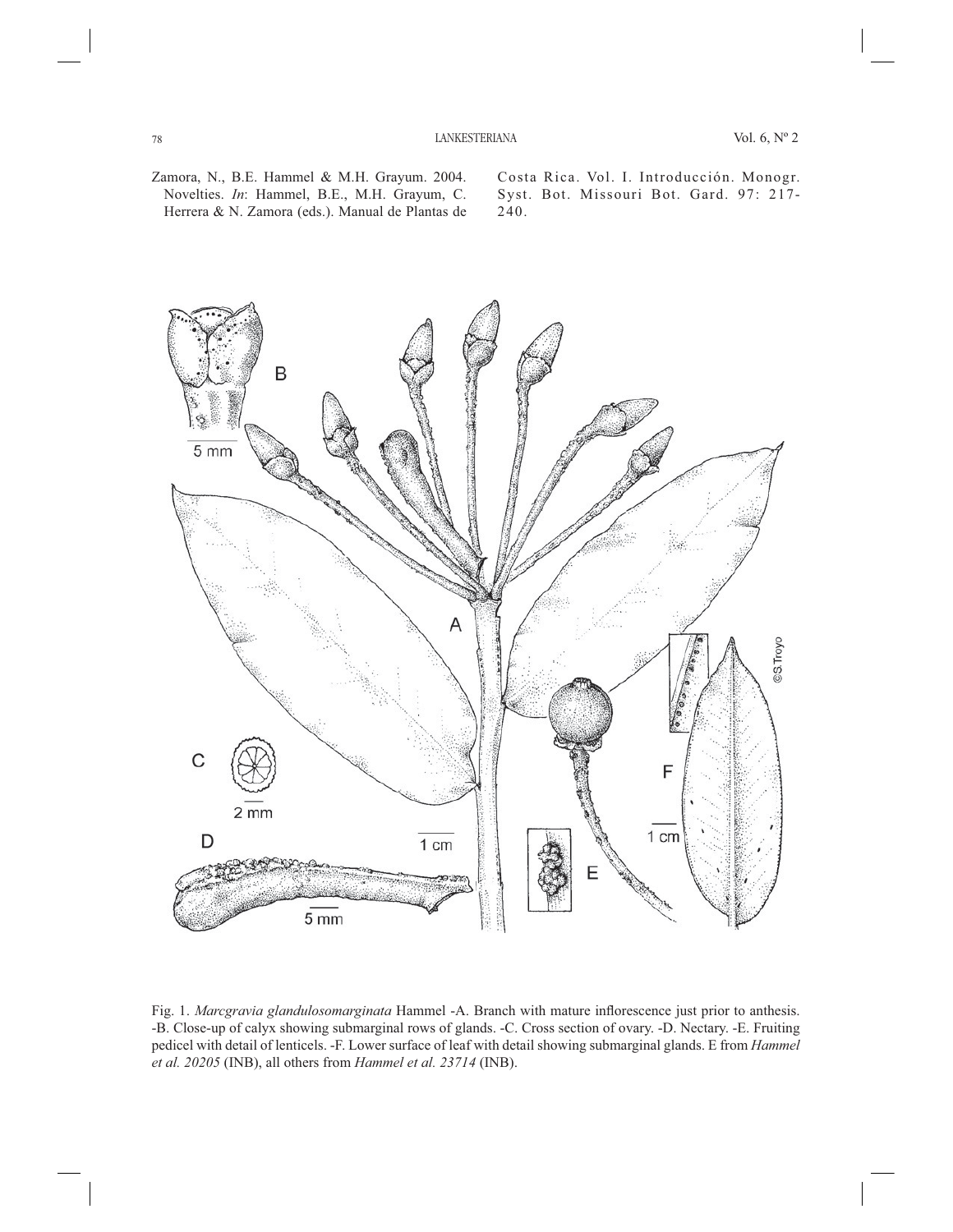Zamora, N., B.E. Hammel & M.H. Grayum. 2004. Novelties. *In*: Hammel, B.E., M.H. Grayum, C. Herrera & N. Zamora (eds.). Manual de Plantas de Costa Rica. Vol. I. Introducción. Monogr. Syst. Bot. Missouri Bot. Gard. 97: 217-240.

Fig. 1. *Marcgravia glandulosomarginata* Hammel -A. Branch with mature inflorescence just prior to anthesis. -B. Close-up of calyx showing submarginal rows of glands. -C. Cross section of ovary. -D. Nectary. -E. Fruiting pedicel with detail of lenticels. -F. Lower surface of leaf with detail showing submarginal glands. E from *Hammel et al. 20205* (INB), all others from *Hammel et al. 23714* (INB).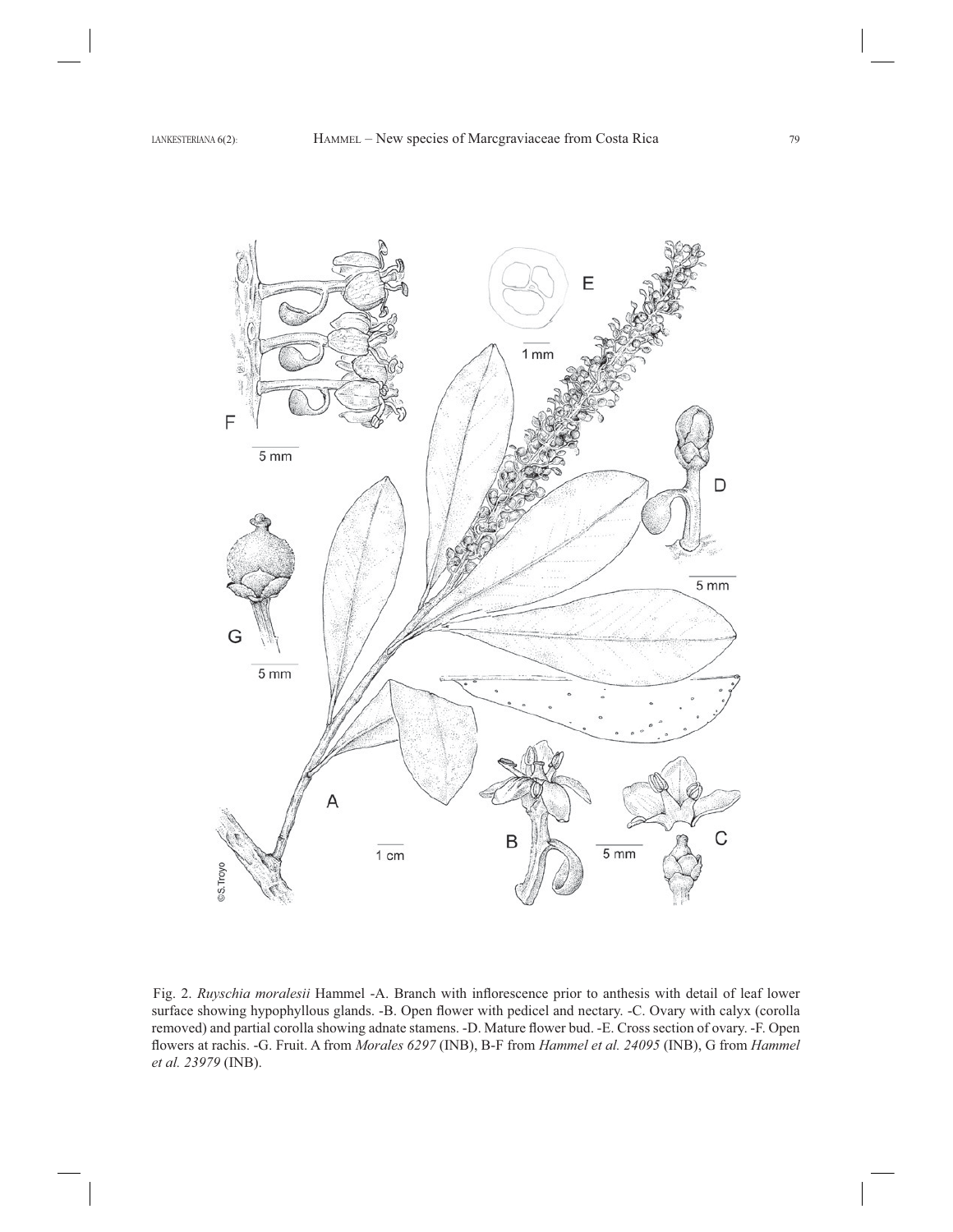Fig. 2. *Ruyschia moralesii* Hammel -A. Branch with inflorescence prior to anthesis with detail of leaf lower surface showing hypophyllous glands. -B. Open flower with pedicel and nectary. -C. Ovary with calyx (corolla removed) and partial corolla showing adnate stamens. -D. Mature flower bud. -E. Cross section of ovary. -F. Open flowers at rachis. -G. Fruit. A from *Morales 6297* (INB), B-F from *Hammel et al. 24095* (INB), G from *Hammel et al. 23979* (INB).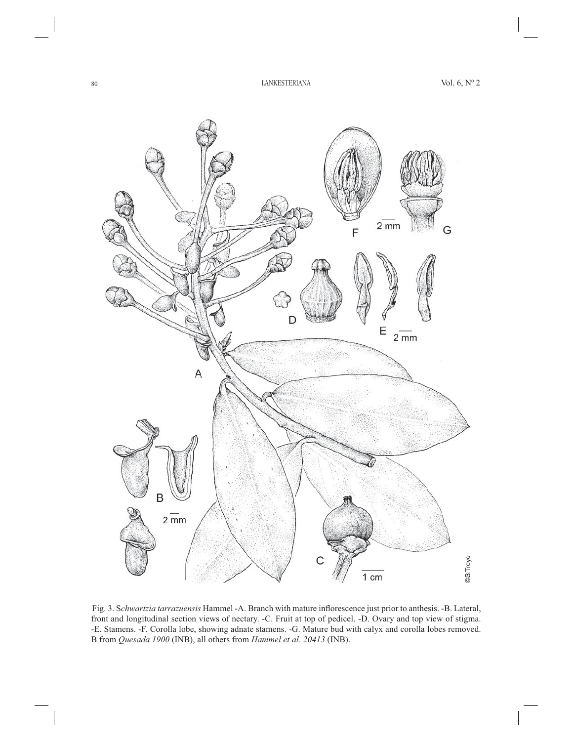Fig. 3. *Schwartzia tarrazuensis* Hammel -A. Branch with mature inflorescence just prior to anthesis. -B. Lateral, front and longitudinal section views of nectary. -C. Fruit at top of pedicel. -D. Ovary and top view of stigma. -E. Stamens. -F. Corolla lobe, showing adnate stamens. -G. Mature bud with calyx and corolla lobes removed. B from *Quesada 1900* (INB), all others from *Hammel et al. 20413* (INB).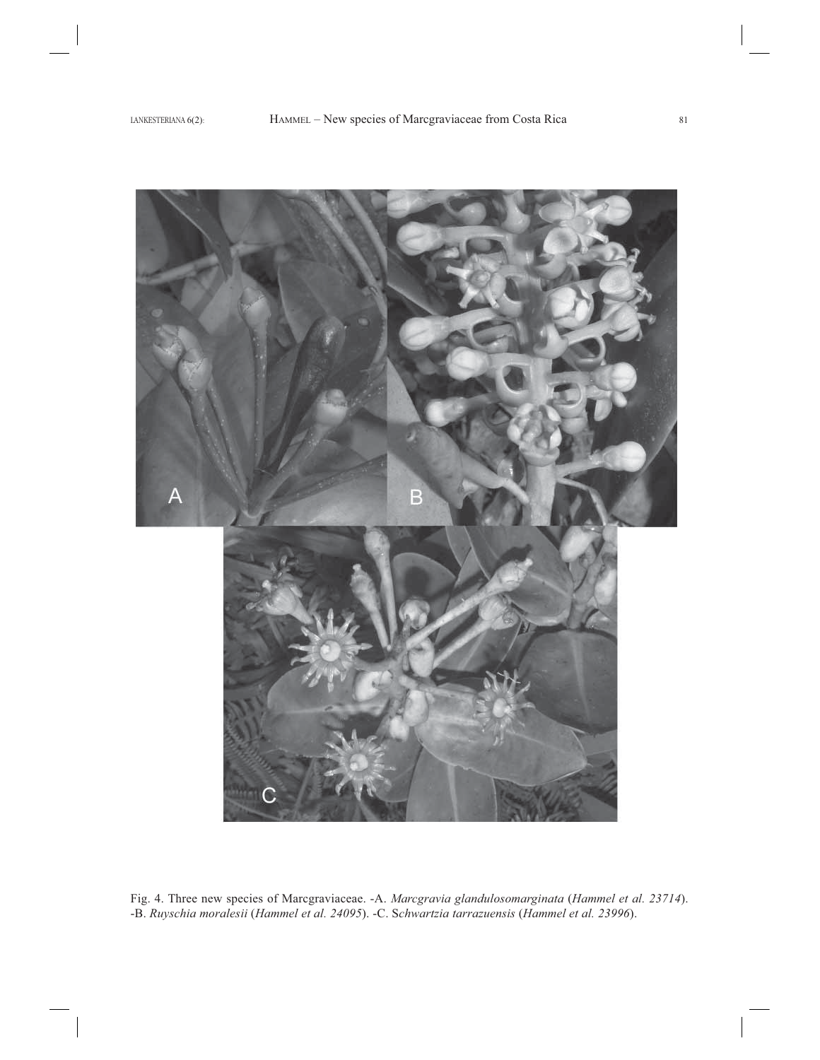Fig. 4. Three new species of Marcgraviaceae. -A. *Marcgravia glandulosomarginata* (*Hammel et al. 23714*). -B. *Ruyschia moralesii* (*Hammel et al. 24095*). -C. S*chwartzia tarrazuensis* (*Hammel et al. 23996*).